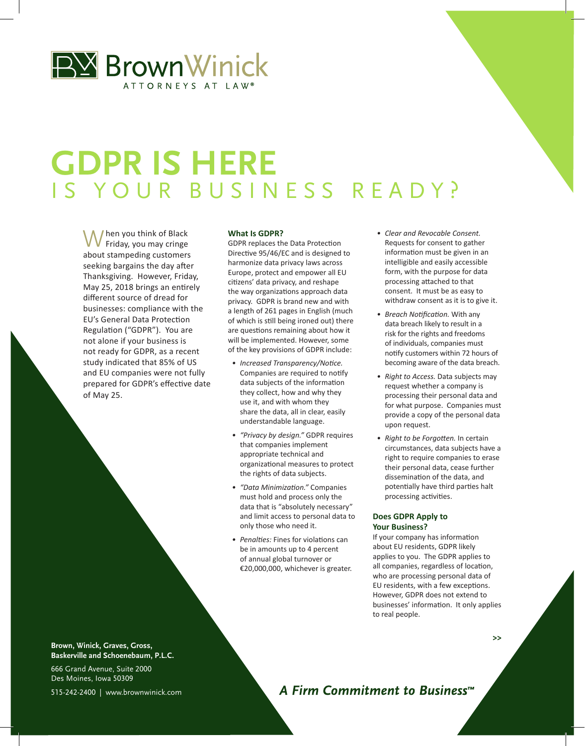BrownWinick

ATTORNEYS AT LAW®

# GDPR IS HERE
## IS YOUR BUSINESS READY?

When you think of Black Friday, you may cringe about stampeding customers seeking bargains the day after Thanksgiving. However, Friday, May 25, 2018 brings an entirely different source of dread for businesses: compliance with the EU's General Data Protection Regulation ("GDPR"). You are not alone if your business is not ready for GDPR, as a recent study indicated that 85% of US and EU companies were not fully prepared for GDPR's effective date of May 25.

**What Is GDPR?**

GDPR replaces the Data Protection Directive 95/46/EC and is designed to harmonize data privacy laws across Europe, protect and empower all EU citizens' data privacy, and reshape the way organizations approach data privacy. GDPR is brand new and with a length of 261 pages in English (much of which is still being ironed out) there are questions remaining about how it will be implemented. However, some of the key provisions of GDPR include:

- *Increased Transparency/Notice.* Companies are required to notify data subjects of the information they collect, how and why they use it, and with whom they share the data, all in clear, easily understandable language.
- *"Privacy by design."* GDPR requires that companies implement appropriate technical and organizational measures to protect the rights of data subjects.
- *"Data Minimization."* Companies must hold and process only the data that is "absolutely necessary" and limit access to personal data to only those who need it.
- *Penalties:* Fines for violations can be in amounts up to 4 percent of annual global turnover or €20,000,000, whichever is greater.
- *Clear and Revocable Consent.* Requests for consent to gather information must be given in an intelligible and easily accessible form, with the purpose for data processing attached to that consent. It must be as easy to withdraw consent as it is to give it.
- *Breach Notification.* With any data breach likely to result in a risk for the rights and freedoms of individuals, companies must notify customers within 72 hours of becoming aware of the data breach.
- *Right to Access.* Data subjects may request whether a company is processing their personal data and for what purpose. Companies must provide a copy of the personal data upon request.
- *Right to be Forgotten.* In certain circumstances, data subjects have a right to require companies to erase their personal data, cease further dissemination of the data, and potentially have third parties halt processing activities.

**Does GDPR Apply to Your Business?**

If your company has information about EU residents, GDPR likely applies to you. The GDPR applies to all companies, regardless of location, who are processing personal data of EU residents, with a few exceptions. However, GDPR does not extend to businesses' information. It only applies to real people.

>>

**Brown, Winick, Graves, Gross, Baskerville and Schoenebaum, P.L.C.**

666 Grand Avenue, Suite 2000
Des Moines, Iowa 50309

515-242-2400 | www.brownwinick.com

*A Firm Commitment to Business™*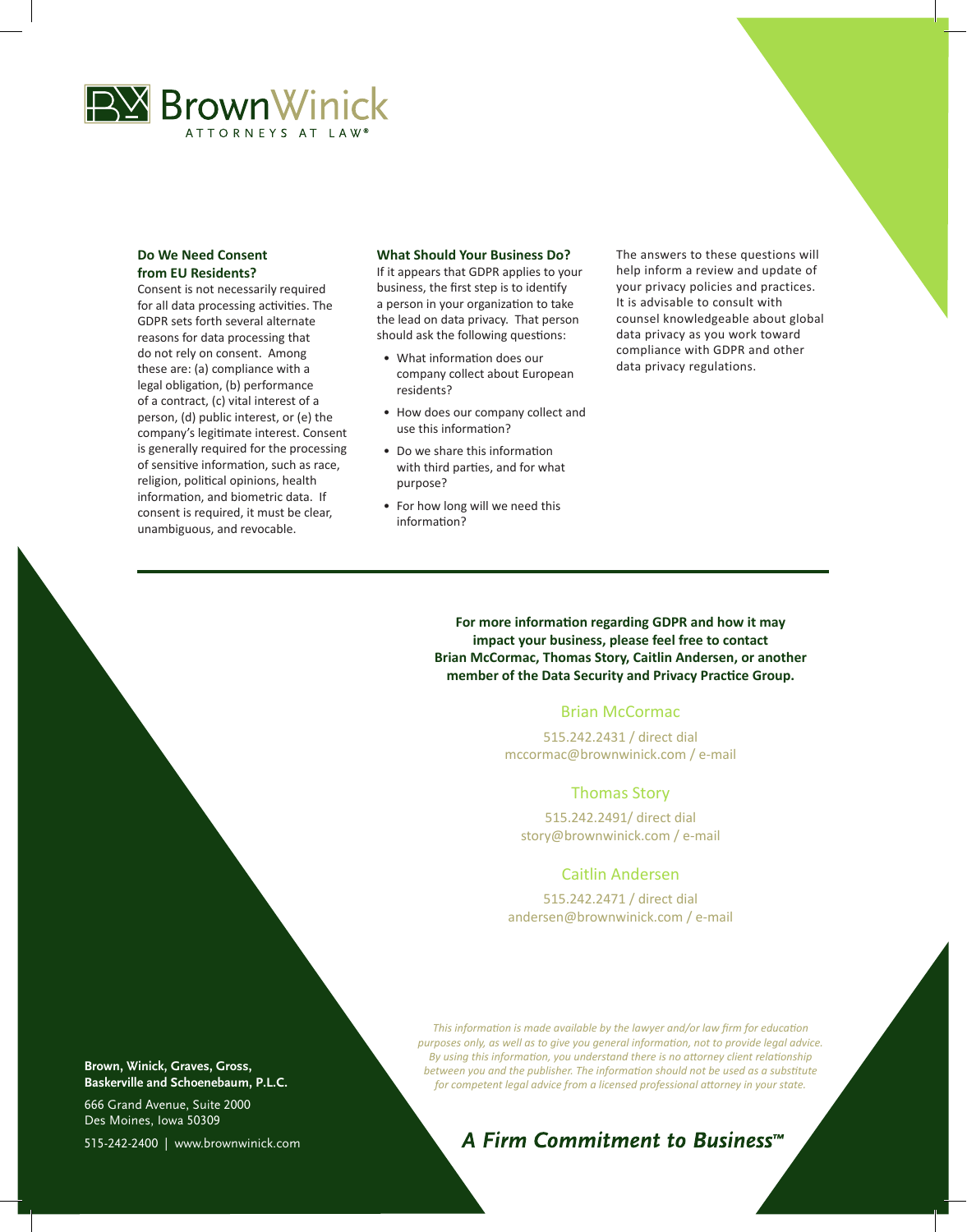BrownWinick

ATTORNEYS AT LAW®

### Do We Need Consent from EU Residents?

Consent is not necessarily required for all data processing activities. The GDPR sets forth several alternate reasons for data processing that do not rely on consent. Among these are: (a) compliance with a legal obligation, (b) performance of a contract, (c) vital interest of a person, (d) public interest, or (e) the company's legitimate interest. Consent is generally required for the processing of sensitive information, such as race, religion, political opinions, health information, and biometric data. If consent is required, it must be clear, unambiguous, and revocable.

### What Should Your Business Do?

If it appears that GDPR applies to your business, the first step is to identify a person in your organization to take the lead on data privacy. That person should ask the following questions:

- What information does our company collect about European residents?
- How does our company collect and use this information?
- Do we share this information with third parties, and for what purpose?
- For how long will we need this information?

The answers to these questions will help inform a review and update of your privacy policies and practices. It is advisable to consult with counsel knowledgeable about global data privacy as you work toward compliance with GDPR and other data privacy regulations.

---

**For more information regarding GDPR and how it may impact your business, please feel free to contact Brian McCormac, Thomas Story, Caitlin Andersen, or another member of the Data Security and Privacy Practice Group.**

Brian McCormac

515.242.2431 / direct dial
mccormac@brownwinick.com / e-mail

Thomas Story

515.242.2491/ direct dial
story@brownwinick.com / e-mail

Caitlin Andersen

515.242.2471 / direct dial
andersen@brownwinick.com / e-mail

*This information is made available by the lawyer and/or law firm for education purposes only, as well as to give you general information, not to provide legal advice. By using this information, you understand there is no attorney client relationship between you and the publisher. The information should not be used as a substitute for competent legal advice from a licensed professional attorney in your state.*

**Brown, Winick, Graves, Gross, Baskerville and Schoenebaum, P.L.C.**

666 Grand Avenue, Suite 2000
Des Moines, Iowa 50309

515-242-2400 | www.brownwinick.com

***A Firm Commitment to Business™***